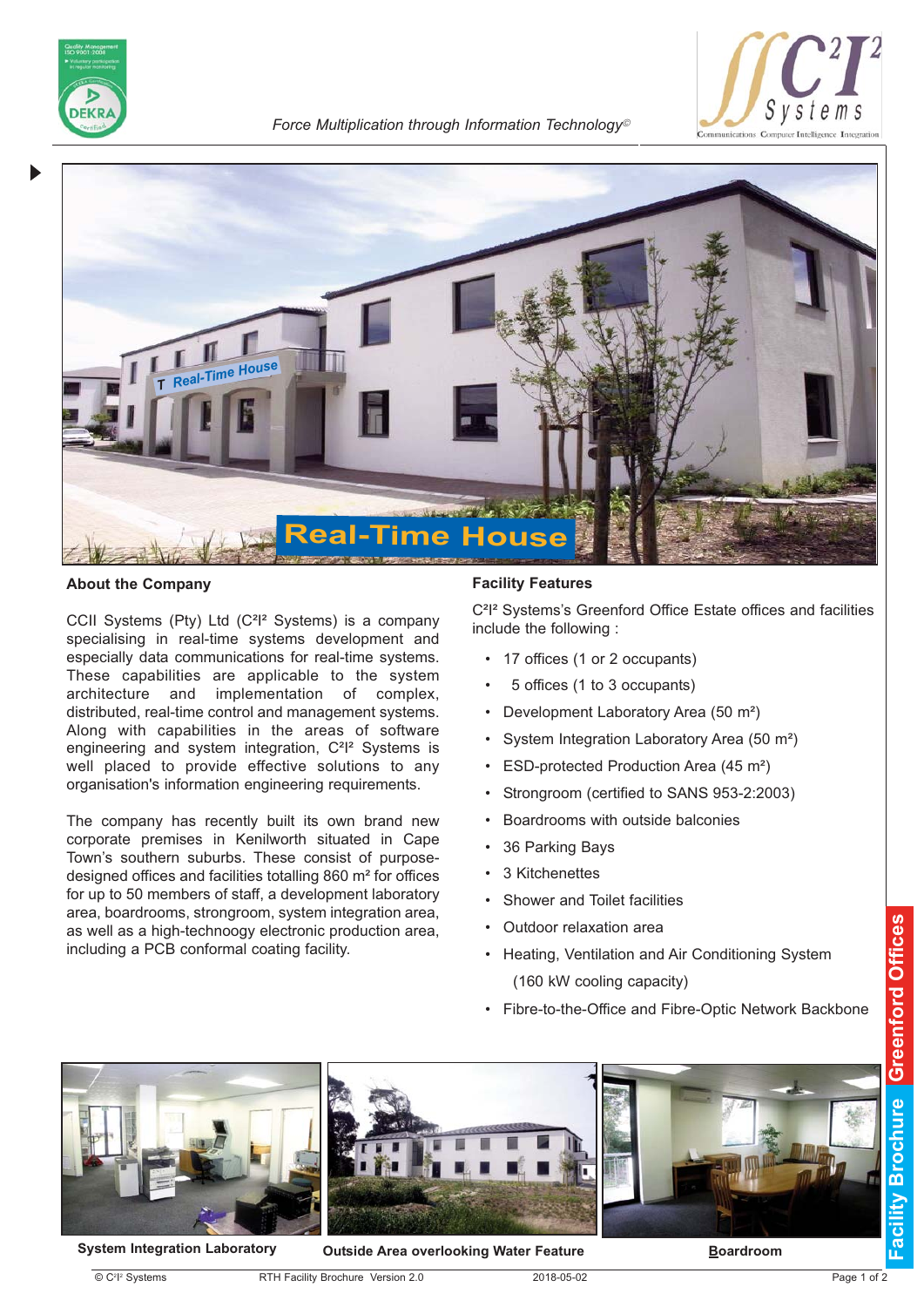*Force Multiplication through Information Technology©*

Real-Time House

## About the Company

CCII Systems (Pty) Ltd (C²I² Systems) is a company specialising in real-time systems development and especially data communications for real-time systems. These capabilities are applicable to the system architecture and implementation of complex, distributed, real-time control and management systems. Along with capabilities in the areas of software engineering and system integration, C²I² Systems is well placed to provide effective solutions to any organisation's information engineering requirements.

The company has recently built its own brand new corporate premises in Kenilworth situated in Cape Town's southern suburbs. These consist of purpose-designed offices and facilities totalling 860 m² for offices for up to 50 members of staff, a development laboratory area, boardrooms, strongroom, system integration area, as well as a high-technoogy electronic production area, including a PCB conformal coating facility.

## Facility Features

C²I² Systems's Greenford Office Estate offices and facilities include the following :

- 17 offices (1 or 2 occupants)
- 5 offices (1 to 3 occupants)
- Development Laboratory Area (50 m²)
- System Integration Laboratory Area (50 m²)
- ESD-protected Production Area (45 m²)
- Strongroom (certified to SANS 953-2:2003)
- Boardrooms with outside balconies
- 36 Parking Bays
- 3 Kitchenettes
- Shower and Toilet facilities
- Outdoor relaxation area
- Heating, Ventilation and Air Conditioning System (160 kW cooling capacity)
- Fibre-to-the-Office and Fibre-Optic Network Backbone

**System Integration Laboratory**

**Outside Area overlooking Water Feature**

**Boardroom**

Greenford Offices Facility Brochure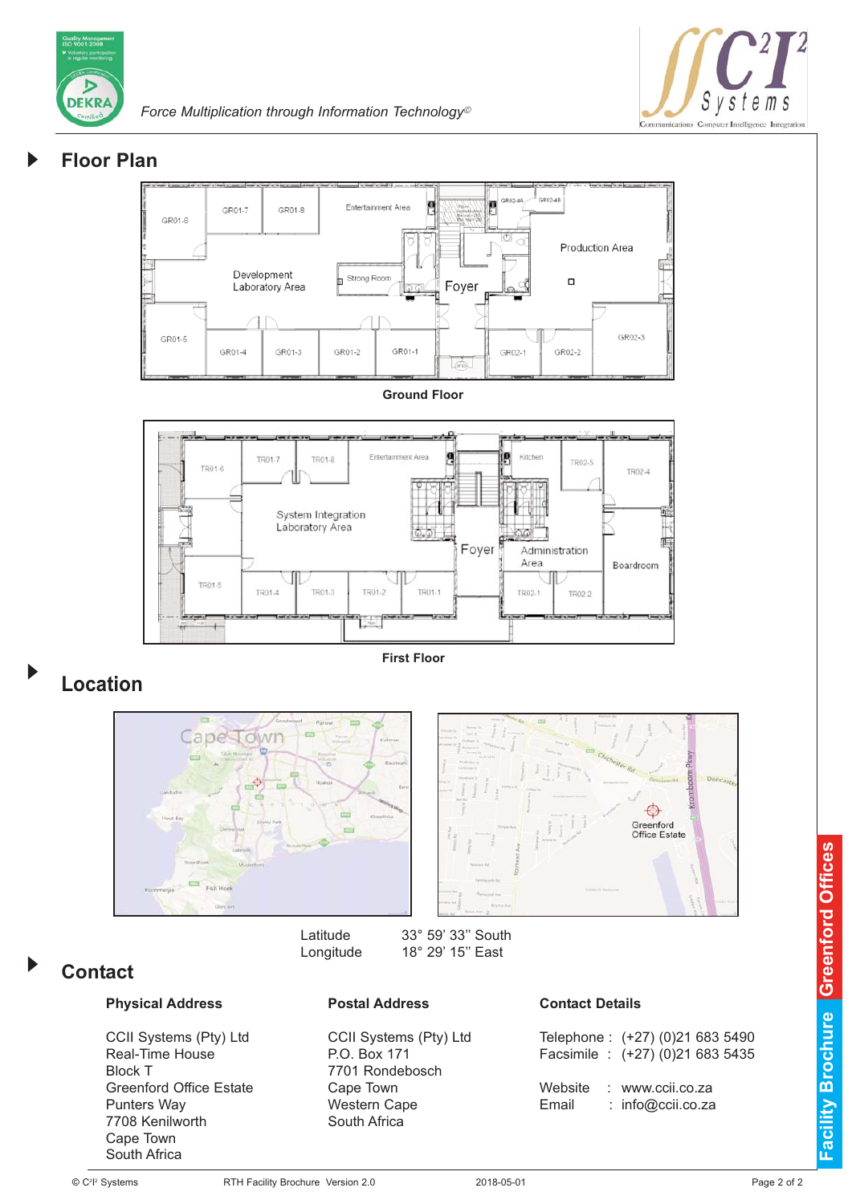*Force Multiplication through Information Technology©*

## Floor Plan

Ground Floor

First Floor

## Location

| | |
|---|---|
| Latitude | 33° 59' 33'' South |
| Longitude | 18° 29' 15'' East |

## Contact

**Physical Address**

CCII Systems (Pty) Ltd
Real-Time House
Block T
Greenford Office Estate
Punters Way
7708 Kenilworth
Cape Town
South Africa

**Postal Address**

CCII Systems (Pty) Ltd
P.O. Box 171
7701 Rondebosch
Cape Town
Western Cape
South Africa

**Contact Details**

Telephone : (+27) (0)21 683 5490
Facsimile : (+27) (0)21 683 5435

Website : www.ccii.co.za
Email : info@ccii.co.za